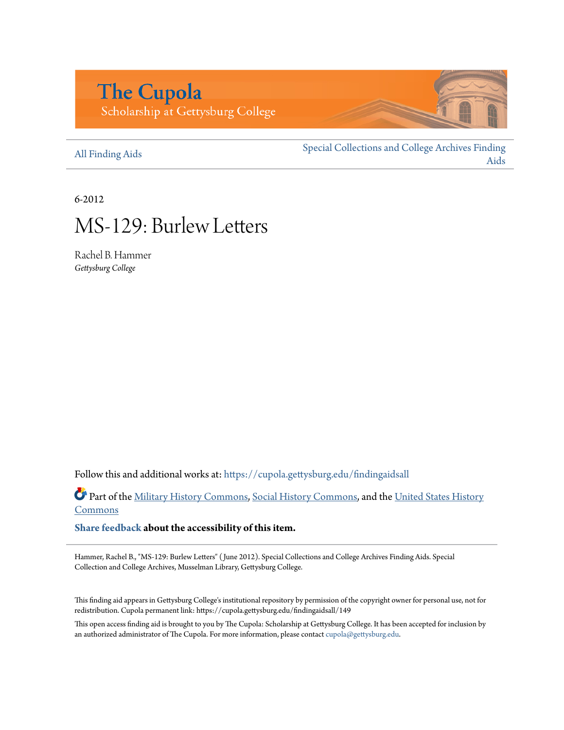The Cupola
Scholarship at Gettysburg College

All Finding Aids

Special Collections and College Archives Finding Aids

6-2012

# MS-129: Burlew Letters

Rachel B. Hammer
*Gettysburg College*

Follow this and additional works at: https://cupola.gettysburg.edu/findingaidsall

Part of the Military History Commons, Social History Commons, and the United States History Commons

**Share feedback about the accessibility of this item.**

Hammer, Rachel B., "MS-129: Burlew Letters" (June 2012). Special Collections and College Archives Finding Aids. Special Collection and College Archives, Musselman Library, Gettysburg College.

This finding aid appears in Gettysburg College's institutional repository by permission of the copyright owner for personal use, not for redistribution. Cupola permanent link: https://cupola.gettysburg.edu/findingaidsall/149

This open access finding aid is brought to you by The Cupola: Scholarship at Gettysburg College. It has been accepted for inclusion by an authorized administrator of The Cupola. For more information, please contact cupola@gettysburg.edu.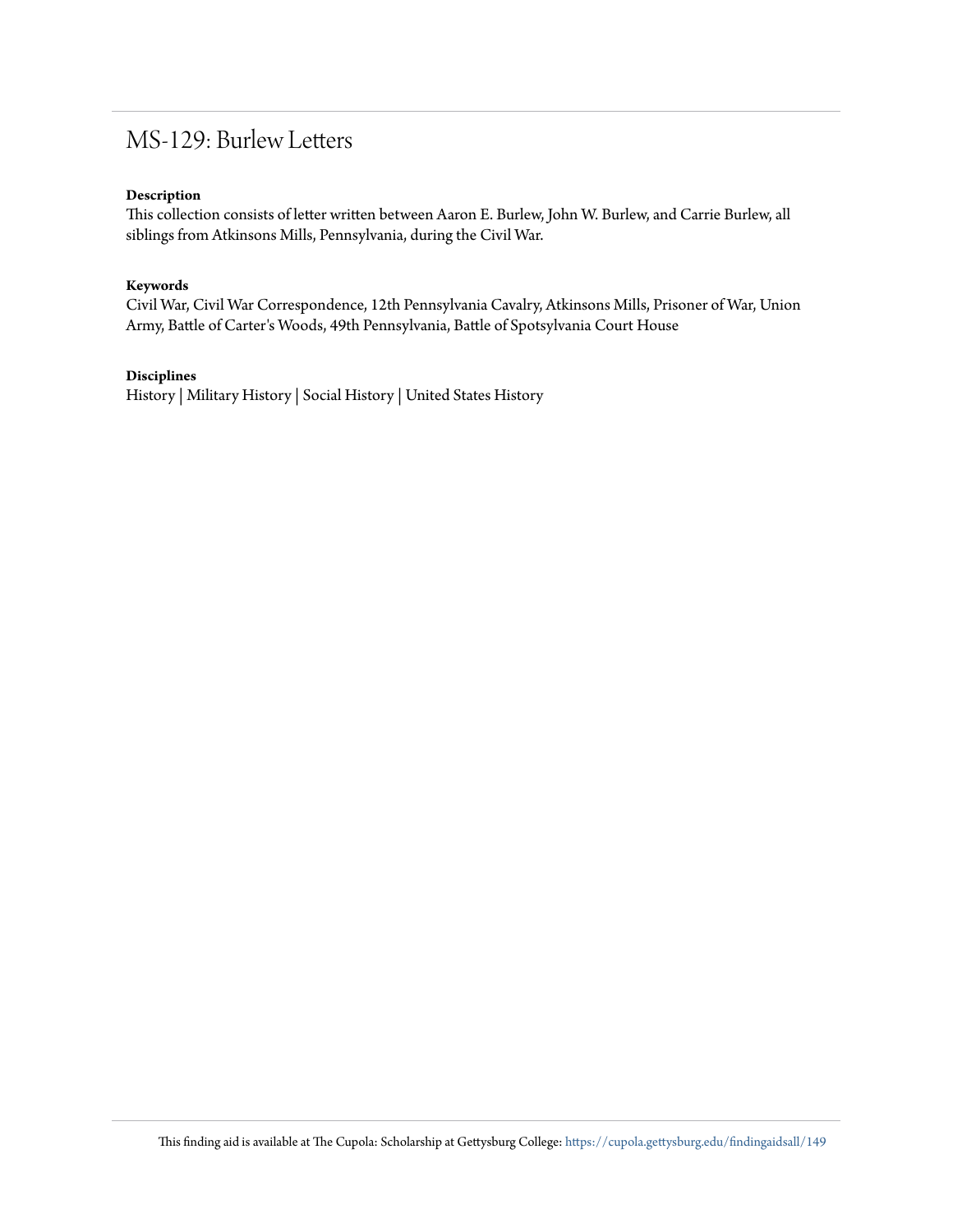# MS-129: Burlew Letters

**Description**

This collection consists of letter written between Aaron E. Burlew, John W. Burlew, and Carrie Burlew, all siblings from Atkinsons Mills, Pennsylvania, during the Civil War.

**Keywords**

Civil War, Civil War Correspondence, 12th Pennsylvania Cavalry, Atkinsons Mills, Prisoner of War, Union Army, Battle of Carter's Woods, 49th Pennsylvania, Battle of Spotsylvania Court House

**Disciplines**

History | Military History | Social History | United States History

This finding aid is available at The Cupola: Scholarship at Gettysburg College: https://cupola.gettysburg.edu/findingaidsall/149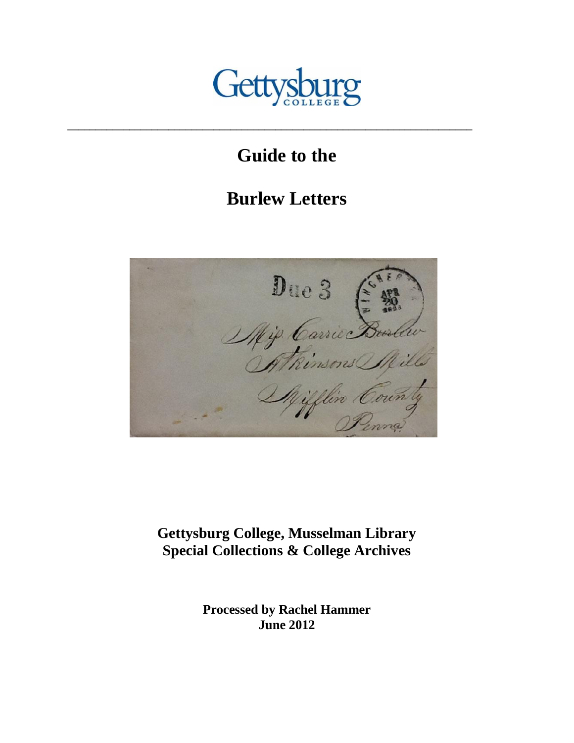# Guide to the

# Burlew Letters

**Gettysburg College, Musselman Library**
**Special Collections & College Archives**

**Processed by Rachel Hammer**
**June 2012**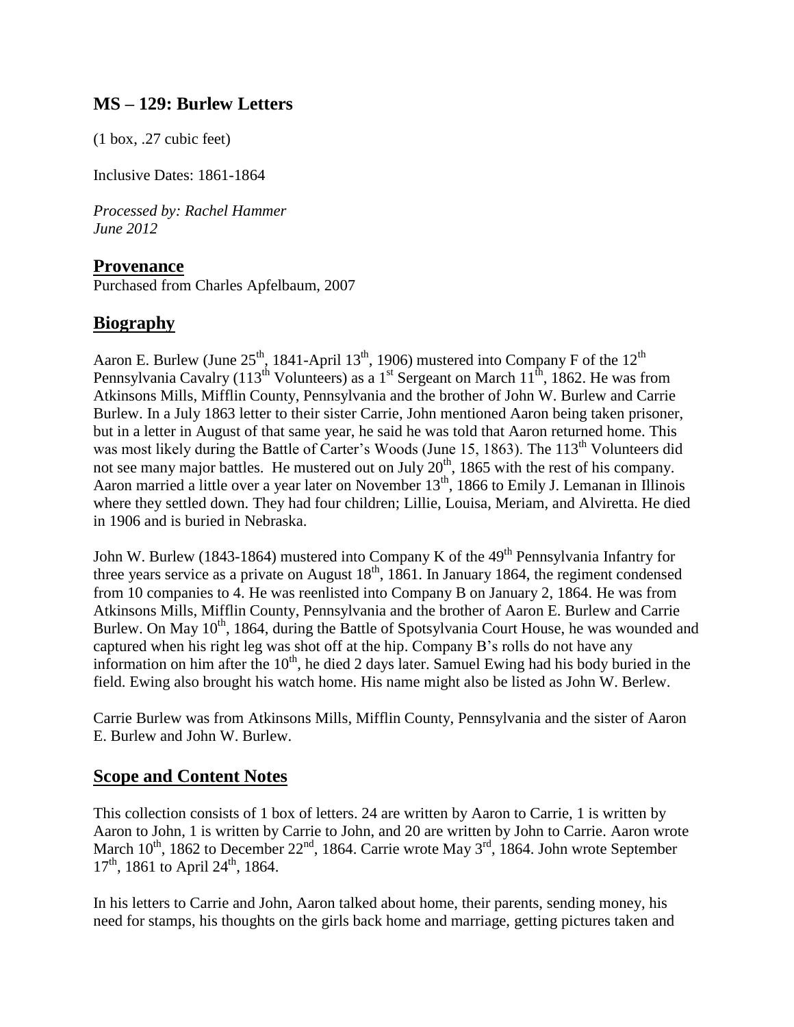## MS – 129: Burlew Letters

(1 box, .27 cubic feet)

Inclusive Dates: 1861-1864

*Processed by: Rachel Hammer*
*June 2012*

## Provenance

Purchased from Charles Apfelbaum, 2007

## Biography

Aaron E. Burlew (June 25th, 1841-April 13th, 1906) mustered into Company F of the 12th Pennsylvania Cavalry (113th Volunteers) as a 1st Sergeant on March 11th, 1862. He was from Atkinsons Mills, Mifflin County, Pennsylvania and the brother of John W. Burlew and Carrie Burlew. In a July 1863 letter to their sister Carrie, John mentioned Aaron being taken prisoner, but in a letter in August of that same year, he said he was told that Aaron returned home. This was most likely during the Battle of Carter's Woods (June 15, 1863). The 113th Volunteers did not see many major battles. He mustered out on July 20th, 1865 with the rest of his company. Aaron married a little over a year later on November 13th, 1866 to Emily J. Lemanan in Illinois where they settled down. They had four children; Lillie, Louisa, Meriam, and Alviretta. He died in 1906 and is buried in Nebraska.

John W. Burlew (1843-1864) mustered into Company K of the 49th Pennsylvania Infantry for three years service as a private on August 18th, 1861. In January 1864, the regiment condensed from 10 companies to 4. He was reenlisted into Company B on January 2, 1864. He was from Atkinsons Mills, Mifflin County, Pennsylvania and the brother of Aaron E. Burlew and Carrie Burlew. On May 10th, 1864, during the Battle of Spotsylvania Court House, he was wounded and captured when his right leg was shot off at the hip. Company B's rolls do not have any information on him after the 10th, he died 2 days later. Samuel Ewing had his body buried in the field. Ewing also brought his watch home. His name might also be listed as John W. Berlew.

Carrie Burlew was from Atkinsons Mills, Mifflin County, Pennsylvania and the sister of Aaron E. Burlew and John W. Burlew.

## Scope and Content Notes

This collection consists of 1 box of letters. 24 are written by Aaron to Carrie, 1 is written by Aaron to John, 1 is written by Carrie to John, and 20 are written by John to Carrie. Aaron wrote March 10th, 1862 to December 22nd, 1864. Carrie wrote May 3rd, 1864. John wrote September 17th, 1861 to April 24th, 1864.

In his letters to Carrie and John, Aaron talked about home, their parents, sending money, his need for stamps, his thoughts on the girls back home and marriage, getting pictures taken and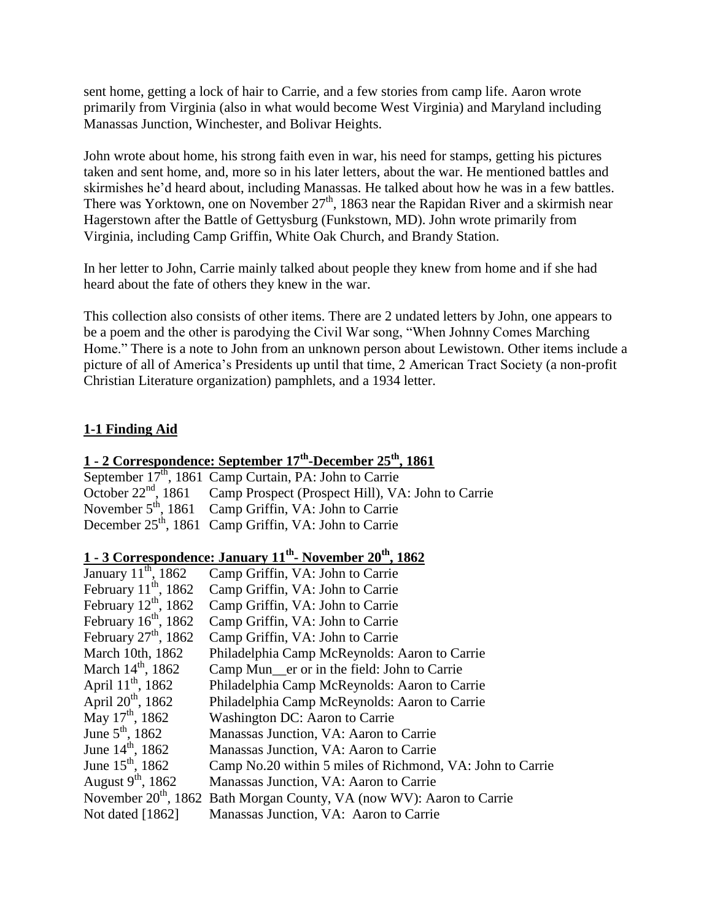sent home, getting a lock of hair to Carrie, and a few stories from camp life. Aaron wrote primarily from Virginia (also in what would become West Virginia) and Maryland including Manassas Junction, Winchester, and Bolivar Heights.

John wrote about home, his strong faith even in war, his need for stamps, getting his pictures taken and sent home, and, more so in his later letters, about the war. He mentioned battles and skirmishes he'd heard about, including Manassas. He talked about how he was in a few battles. There was Yorktown, one on November 27th, 1863 near the Rapidan River and a skirmish near Hagerstown after the Battle of Gettysburg (Funkstown, MD). John wrote primarily from Virginia, including Camp Griffin, White Oak Church, and Brandy Station.

In her letter to John, Carrie mainly talked about people they knew from home and if she had heard about the fate of others they knew in the war.

This collection also consists of other items. There are 2 undated letters by John, one appears to be a poem and the other is parodying the Civil War song, "When Johnny Comes Marching Home." There is a note to John from an unknown person about Lewistown. Other items include a picture of all of America's Presidents up until that time, 2 American Tract Society (a non-profit Christian Literature organization) pamphlets, and a 1934 letter.

**1-1 Finding Aid**

**1 - 2 Correspondence: September 17th-December 25th, 1861**

| | |
|---|---|
| September 17th, 1861 | Camp Curtain, PA: John to Carrie |
| October 22nd, 1861 | Camp Prospect (Prospect Hill), VA: John to Carrie |
| November 5th, 1861 | Camp Griffin, VA: John to Carrie |
| December 25th, 1861 | Camp Griffin, VA: John to Carrie |

**1 - 3 Correspondence: January 11th- November 20th, 1862**

| | |
|---|---|
| January 11th, 1862 | Camp Griffin, VA: John to Carrie |
| February 11th, 1862 | Camp Griffin, VA: John to Carrie |
| February 12th, 1862 | Camp Griffin, VA: John to Carrie |
| February 16th, 1862 | Camp Griffin, VA: John to Carrie |
| February 27th, 1862 | Camp Griffin, VA: John to Carrie |
| March 10th, 1862 | Philadelphia Camp McReynolds: Aaron to Carrie |
| March 14th, 1862 | Camp Mun__er or in the field: John to Carrie |
| April 11th, 1862 | Philadelphia Camp McReynolds: Aaron to Carrie |
| April 20th, 1862 | Philadelphia Camp McReynolds: Aaron to Carrie |
| May 17th, 1862 | Washington DC: Aaron to Carrie |
| June 5th, 1862 | Manassas Junction, VA: Aaron to Carrie |
| June 14th, 1862 | Manassas Junction, VA: Aaron to Carrie |
| June 15th, 1862 | Camp No.20 within 5 miles of Richmond, VA: John to Carrie |
| August 9th, 1862 | Manassas Junction, VA: Aaron to Carrie |
| November 20th, 1862 | Bath Morgan County, VA (now WV): Aaron to Carrie |
| Not dated [1862] | Manassas Junction, VA: Aaron to Carrie |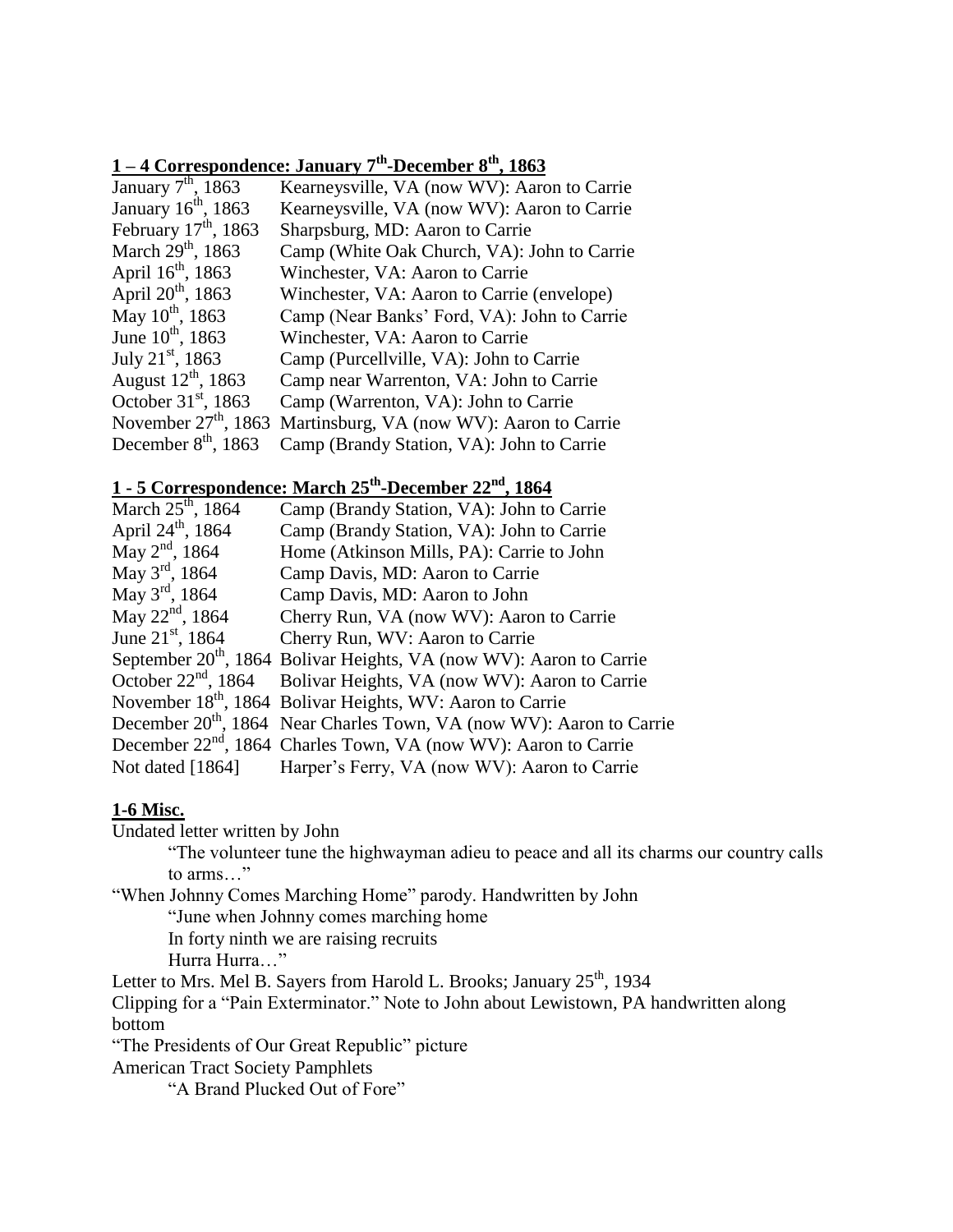## 1 – 4 Correspondence: January 7th-December 8th, 1863

| | |
|---|---|
| January 7th, 1863 | Kearneysville, VA (now WV): Aaron to Carrie |
| January 16th, 1863 | Kearneysville, VA (now WV): Aaron to Carrie |
| February 17th, 1863 | Sharpsburg, MD: Aaron to Carrie |
| March 29th, 1863 | Camp (White Oak Church, VA): John to Carrie |
| April 16th, 1863 | Winchester, VA: Aaron to Carrie |
| April 20th, 1863 | Winchester, VA: Aaron to Carrie (envelope) |
| May 10th, 1863 | Camp (Near Banks' Ford, VA): John to Carrie |
| June 10th, 1863 | Winchester, VA: Aaron to Carrie |
| July 21st, 1863 | Camp (Purcellville, VA): John to Carrie |
| August 12th, 1863 | Camp near Warrenton, VA: John to Carrie |
| October 31st, 1863 | Camp (Warrenton, VA): John to Carrie |
| November 27th, 1863 | Martinsburg, VA (now WV): Aaron to Carrie |
| December 8th, 1863 | Camp (Brandy Station, VA): John to Carrie |

## 1 - 5 Correspondence: March 25th-December 22nd, 1864

| | |
|---|---|
| March 25th, 1864 | Camp (Brandy Station, VA): John to Carrie |
| April 24th, 1864 | Camp (Brandy Station, VA): John to Carrie |
| May 2nd, 1864 | Home (Atkinson Mills, PA): Carrie to John |
| May 3rd, 1864 | Camp Davis, MD: Aaron to Carrie |
| May 3rd, 1864 | Camp Davis, MD: Aaron to John |
| May 22nd, 1864 | Cherry Run, VA (now WV): Aaron to Carrie |
| June 21st, 1864 | Cherry Run, WV: Aaron to Carrie |
| September 20th, 1864 | Bolivar Heights, VA (now WV): Aaron to Carrie |
| October 22nd, 1864 | Bolivar Heights, VA (now WV): Aaron to Carrie |
| November 18th, 1864 | Bolivar Heights, WV: Aaron to Carrie |
| December 20th, 1864 | Near Charles Town, VA (now WV): Aaron to Carrie |
| December 22nd, 1864 | Charles Town, VA (now WV): Aaron to Carrie |
| Not dated [1864] | Harper's Ferry, VA (now WV): Aaron to Carrie |

## 1-6 Misc.

Undated letter written by John

> "The volunteer tune the highwayman adieu to peace and all its charms our country calls to arms…"

"When Johnny Comes Marching Home" parody. Handwritten by John

> "June when Johnny comes marching home
> In forty ninth we are raising recruits
> Hurra Hurra…"

Letter to Mrs. Mel B. Sayers from Harold L. Brooks; January 25th, 1934

Clipping for a "Pain Exterminator." Note to John about Lewistown, PA handwritten along bottom

"The Presidents of Our Great Republic" picture

American Tract Society Pamphlets

> "A Brand Plucked Out of Fore"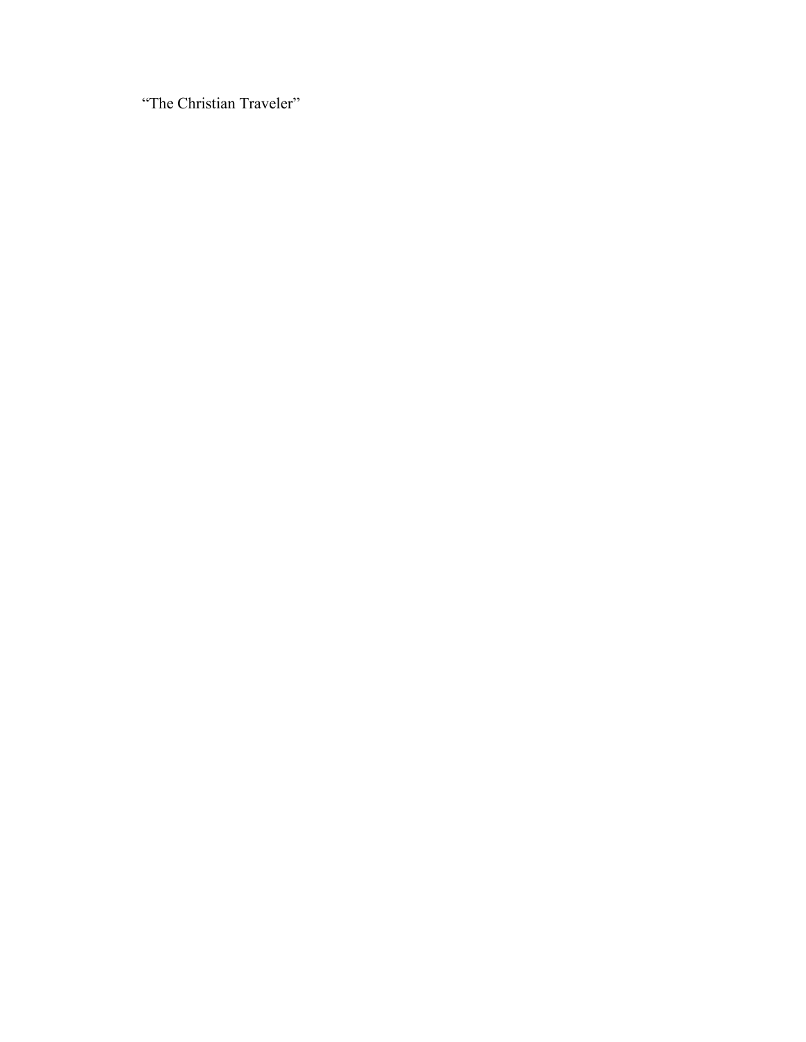“The Christian Traveler”